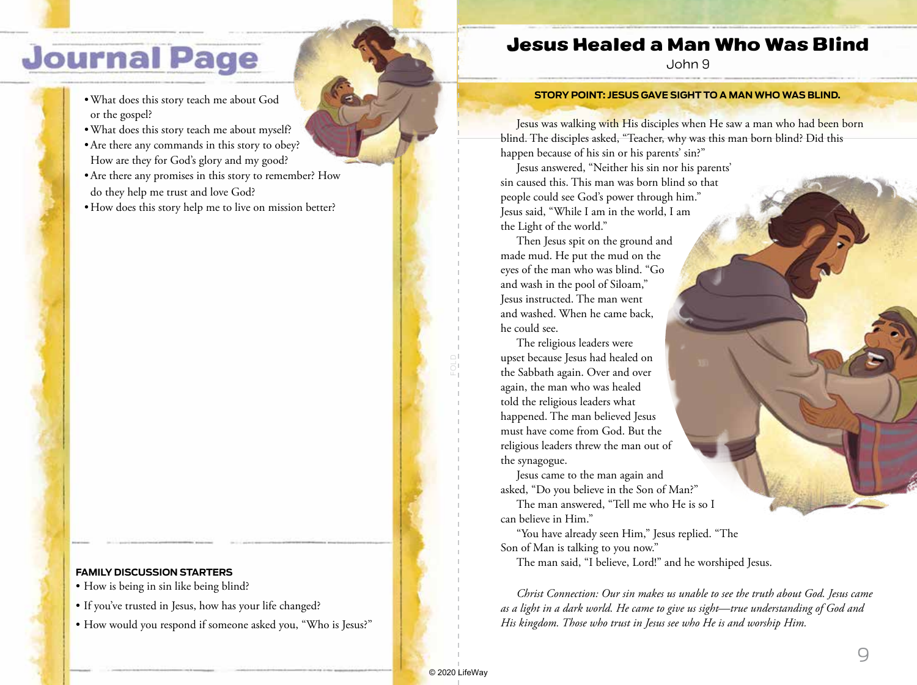# Journal Page

- What does this story teach me about God or the gospel?
- What does this story teach me about myself?
- Are there any commands in this story to obey? How are they for God's glory and my good?
- Are there any promises in this story to remember? How do they help me trust and love God?
- How does this story help me to live on mission better?

**FAMILY DISCUSSION STARTERS**

- How is being in sin like being blind?
- If you've trusted in Jesus, how has your life changed?
- How would you respond if someone asked you, "Who is Jesus?"

# Jesus Healed a Man Who Was Blind

John 9

**STORY POINT: JESUS GAVE SIGHT TO A MAN WHO WAS BLIND.**

Jesus was walking with His disciples when He saw a man who had been born blind. The disciples asked, "Teacher, why was this man born blind? Did this happen because of his sin or his parents' sin?"

Jesus answered, "Neither his sin nor his parents' sin caused this. This man was born blind so that people could see God's power through him." Jesus said, "While I am in the world, I am the Light of the world."

Then Jesus spit on the ground and made mud. He put the mud on the eyes of the man who was blind. "Go and wash in the pool of Siloam," Jesus instructed. The man went and washed. When he came back, he could see.

The religious leaders were upset because Jesus had healed on the Sabbath again. Over and over again, the man who was healed told the religious leaders what happened. The man believed Jesus must have come from God. But the religious leaders threw the man out of the synagogue.

Jesus came to the man again and asked, "Do you believe in the Son of Man?"

The man answered, "Tell me who He is so I can believe in Him."

"You have already seen Him," Jesus replied. "The Son of Man is talking to you now."

The man said, "I believe, Lord!" and he worshiped Jesus.

*Christ Connection: Our sin makes us unable to see the truth about God. Jesus came as a light in a dark world. He came to give us sight—true understanding of God and His kingdom. Those who trust in Jesus see who He is and worship Him.*

© 2020 LifeWay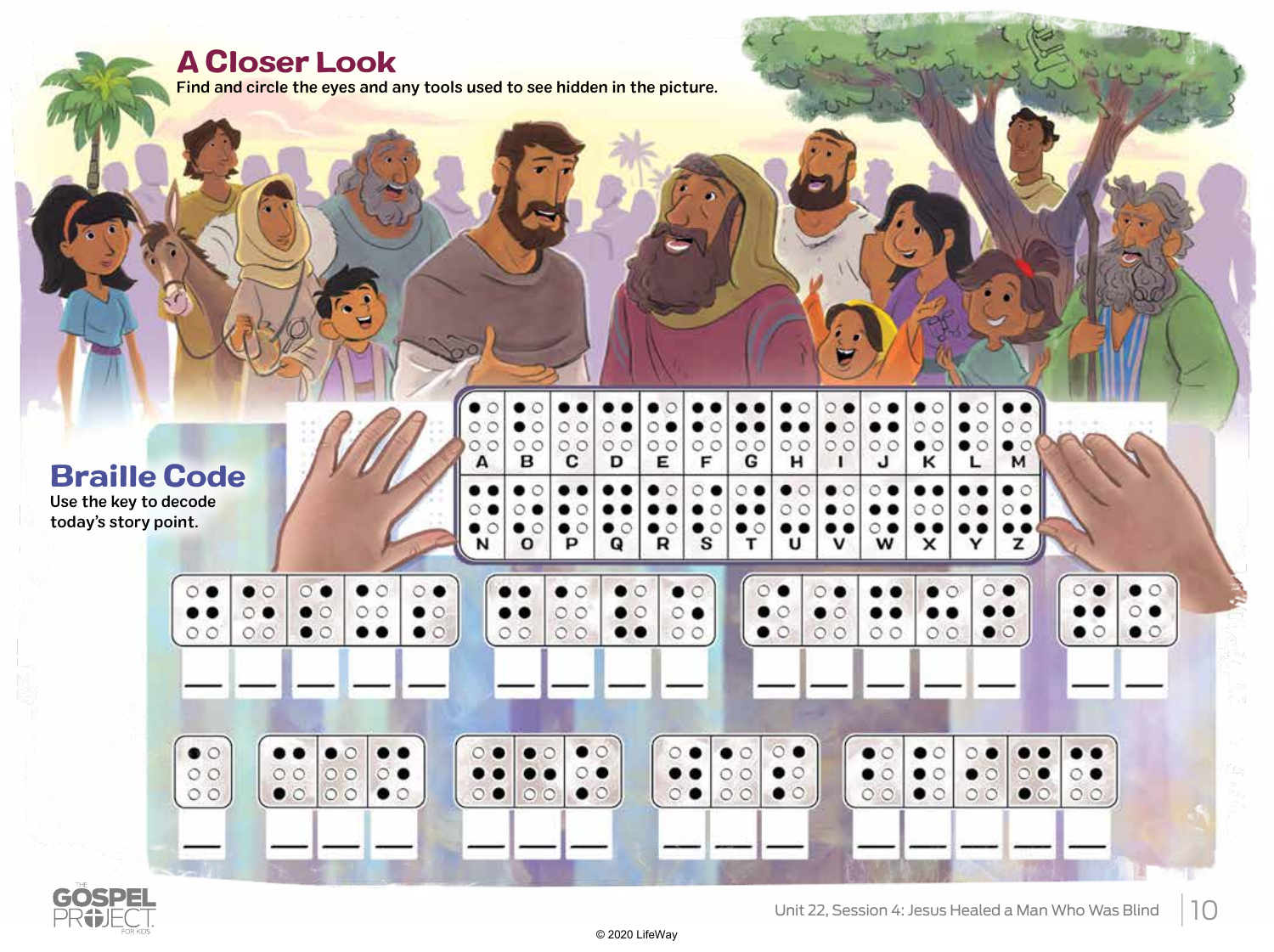## A Closer Look

Find and circle the eyes and any tools used to see hidden in the picture.

## Braille Code

Use the key to decode today's story point.

A B C D E F G H I J K L M

N O P Q R S T U V W X Y Z

\_\_\_ \_\_\_ \_\_\_ \_\_\_ \_\_\_  \_\_\_ \_\_\_ \_\_\_ \_\_\_  \_\_\_ \_\_\_ \_\_\_ \_\_\_ \_\_\_  \_\_\_ \_\_\_

\_\_\_  \_\_\_ \_\_\_ \_\_\_  \_\_\_ \_\_\_ \_\_\_  \_\_\_ \_\_\_ \_\_\_  \_\_\_ \_\_\_ \_\_\_ \_\_\_ \_\_\_

Unit 22, Session 4: Jesus Healed a Man Who Was Blind

© 2020 LifeWay